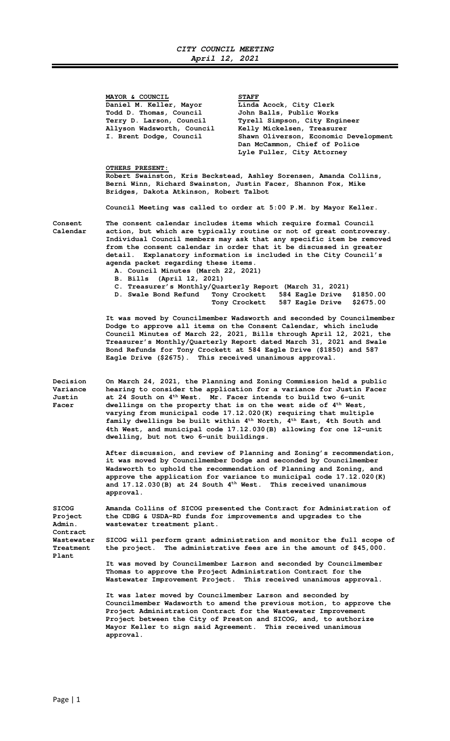# *CITY COUNCIL MEETING*
## *April 12, 2021*

| **MAYOR & COUNCIL** | **STAFF** |
|---|---|
| Daniel M. Keller, Mayor | Linda Acock, City Clerk |
| Todd D. Thomas, Council | John Balls, Public Works |
| Terry D. Larson, Council | Tyrell Simpson, City Engineer |
| Allyson Wadsworth, Council | Kelly Mickelsen, Treasurer |
| I. Brent Dodge, Council | Shawn Oliverson, Economic Development |
| | Dan McCammon, Chief of Police |
| | Lyle Fuller, City Attorney |

**OTHERS PRESENT:**
Robert Swainston, Kris Beckstead, Ashley Sorensen, Amanda Collins, Berni Winn, Richard Swainston, Justin Facer, Shannon Fox, Mike Bridges, Dakota Atkinson, Robert Talbot

Council Meeting was called to order at 5:00 P.M. by Mayor Keller.

**Consent Calendar**

The consent calendar includes items which require formal Council action, but which are typically routine or not of great controversy. Individual Council members may ask that any specific item be removed from the consent calendar in order that it be discussed in greater detail. Explanatory information is included in the City Council's agenda packet regarding these items.

A. Council Minutes (March 22, 2021)
B. Bills (April 12, 2021)
C. Treasurer's Monthly/Quarterly Report (March 31, 2021)
D. Swale Bond Refund Tony Crockett 584 Eagle Drive $1850.00
Tony Crockett 587 Eagle Drive $2675.00

It was moved by Councilmember Wadsworth and seconded by Councilmember Dodge to approve all items on the Consent Calendar, which include Council Minutes of March 22, 2021, Bills through April 12, 2021, the Treasurer's Monthly/Quarterly Report dated March 31, 2021 and Swale Bond Refunds for Tony Crockett at 584 Eagle Drive ($1850) and 587 Eagle Drive ($2675). This received unanimous approval.

**Decision Variance Justin Facer**

On March 24, 2021, the Planning and Zoning Commission held a public hearing to consider the application for a variance for Justin Facer at 24 South on 4th West. Mr. Facer intends to build two 6-unit dwellings on the property that is on the west side of 4th West, varying from municipal code 17.12.020(K) requiring that multiple family dwellings be built within 4th North, 4th East, 4th South and 4th West, and municipal code 17.12.030(B) allowing for one 12-unit dwelling, but not two 6-unit buildings.

After discussion, and review of Planning and Zoning's recommendation, it was moved by Councilmember Dodge and seconded by Councilmember Wadsworth to uphold the recommendation of Planning and Zoning, and approve the application for variance to municipal code 17.12.020(K) and 17.12.030(B) at 24 South 4th West. This received unanimous approval.

**SICOG Project Admin. Contract Wastewater Treatment Plant**

Amanda Collins of SICOG presented the Contract for Administration of the CDBG & USDA-RD funds for improvements and upgrades to the wastewater treatment plant.

SICOG will perform grant administration and monitor the full scope of the project. The administrative fees are in the amount of $45,000.

It was moved by Councilmember Larson and seconded by Councilmember Thomas to approve the Project Administration Contract for the Wastewater Improvement Project. This received unanimous approval.

It was later moved by Councilmember Larson and seconded by Councilmember Wadsworth to amend the previous motion, to approve the Project Administration Contract for the Wastewater Improvement Project between the City of Preston and SICOG, and, to authorize Mayor Keller to sign said Agreement. This received unanimous approval.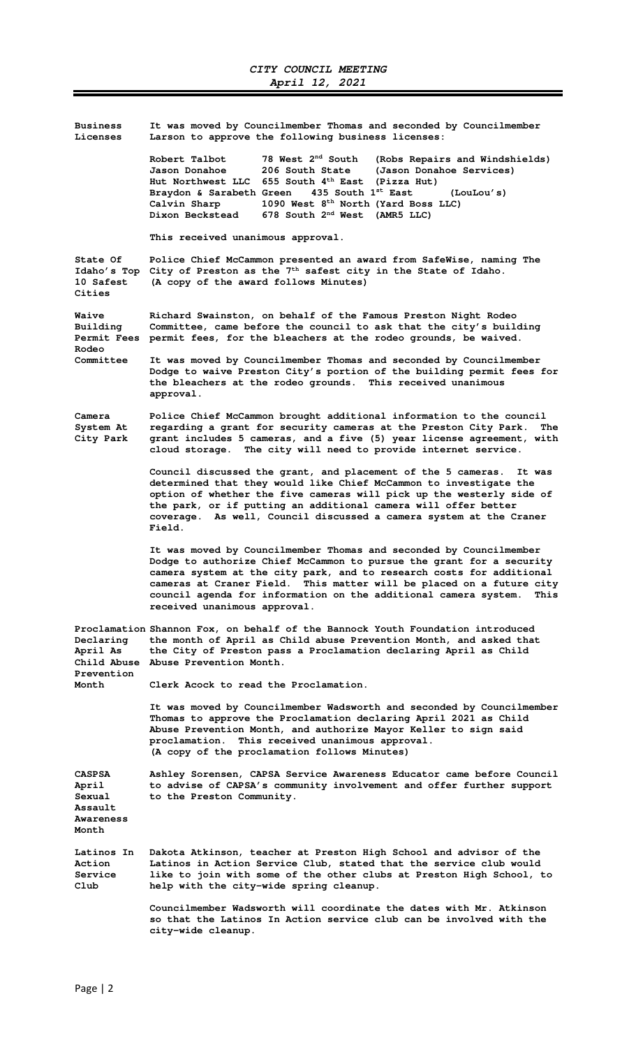**Business Licenses**

It was moved by Councilmember Thomas and seconded by Councilmember Larson to approve the following business licenses:

| | | |
|---|---|---|
| Robert Talbot | 78 West 2nd South | (Robs Repairs and Windshields) |
| Jason Donahoe | 206 South State | (Jason Donahoe Services) |
| Hut Northwest LLC | 655 South 4th East | (Pizza Hut) |
| Braydon & Sarabeth Green | 435 South 1st East | (LouLou's) |
| Calvin Sharp | 1090 West 8th North | (Yard Boss LLC) |
| Dixon Beckstead | 678 South 2nd West | (AMR5 LLC) |

This received unanimous approval.

**State Of Idaho's Top 10 Safest Cities**

Police Chief McCammon presented an award from SafeWise, naming The City of Preston as the 7th safest city in the State of Idaho. (A copy of the award follows Minutes)

**Waive Building Permit Fees Rodeo Committee**

Richard Swainston, on behalf of the Famous Preston Night Rodeo Committee, came before the council to ask that the city's building permit fees, for the bleachers at the rodeo grounds, be waived.

It was moved by Councilmember Thomas and seconded by Councilmember Dodge to waive Preston City's portion of the building permit fees for the bleachers at the rodeo grounds. This received unanimous approval.

**Camera System At City Park**

Police Chief McCammon brought additional information to the council regarding a grant for security cameras at the Preston City Park. The grant includes 5 cameras, and a five (5) year license agreement, with cloud storage. The city will need to provide internet service.

Council discussed the grant, and placement of the 5 cameras. It was determined that they would like Chief McCammon to investigate the option of whether the five cameras will pick up the westerly side of the park, or if putting an additional camera will offer better coverage. As well, Council discussed a camera system at the Craner Field.

It was moved by Councilmember Thomas and seconded by Councilmember Dodge to authorize Chief McCammon to pursue the grant for a security camera system at the city park, and to research costs for additional cameras at Craner Field. This matter will be placed on a future city council agenda for information on the additional camera system. This received unanimous approval.

**Proclamation Declaring April As Child Abuse Prevention Month**

Shannon Fox, on behalf of the Bannock Youth Foundation introduced the month of April as Child abuse Prevention Month, and asked that the City of Preston pass a Proclamation declaring April as Child Abuse Prevention Month.

Clerk Acock to read the Proclamation.

It was moved by Councilmember Wadsworth and seconded by Councilmember Thomas to approve the Proclamation declaring April 2021 as Child Abuse Prevention Month, and authorize Mayor Keller to sign said proclamation. This received unanimous approval.
(A copy of the proclamation follows Minutes)

**CASPSA April Sexual Assault Awareness Month**

Ashley Sorensen, CAPSA Service Awareness Educator came before Council to advise of CAPSA's community involvement and offer further support to the Preston Community.

**Latinos In Action Service Club**

Dakota Atkinson, teacher at Preston High School and advisor of the Latinos in Action Service Club, stated that the service club would like to join with some of the other clubs at Preston High School, to help with the city-wide spring cleanup.

Councilmember Wadsworth will coordinate the dates with Mr. Atkinson so that the Latinos In Action service club can be involved with the city-wide cleanup.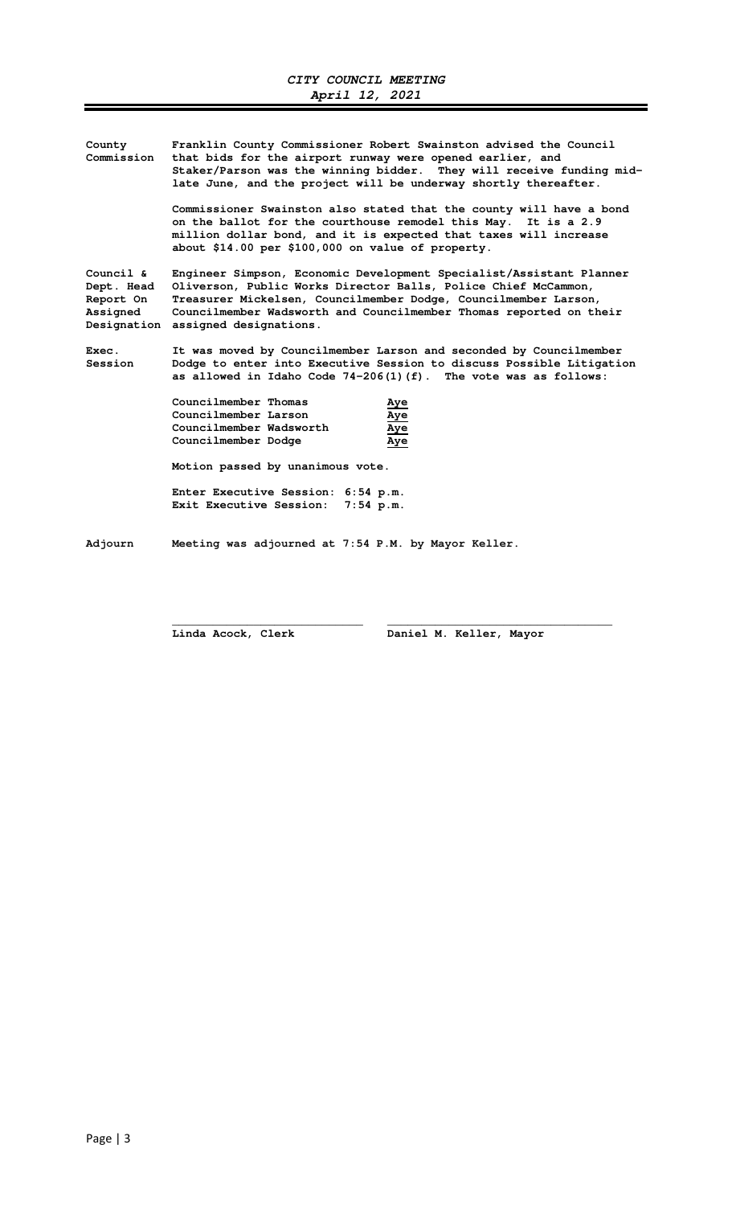| | |
|---|---|
| **County Commission** | **Franklin County Commissioner Robert Swainston advised the Council that bids for the airport runway were opened earlier, and Staker/Parson was the winning bidder. They will receive funding mid-late June, and the project will be underway shortly thereafter.**<br><br>**Commissioner Swainston also stated that the county will have a bond on the ballot for the courthouse remodel this May. It is a 2.9 million dollar bond, and it is expected that taxes will increase about $14.00 per $100,000 on value of property.** |
| **Council & Dept. Head Report On Assigned Designation** | **Engineer Simpson, Economic Development Specialist/Assistant Planner Oliverson, Public Works Director Balls, Police Chief McCammon, Treasurer Mickelsen, Councilmember Dodge, Councilmember Larson, Councilmember Wadsworth and Councilmember Thomas reported on their assigned designations.** |
| **Exec. Session** | **It was moved by Councilmember Larson and seconded by Councilmember Dodge to enter into Executive Session to discuss Possible Litigation as allowed in Idaho Code 74-206(1)(f). The vote was as follows:** |

| | |
|---|---|
| **Councilmember Thomas** | **Aye** |
| **Councilmember Larson** | **Aye** |
| **Councilmember Wadsworth** | **Aye** |
| **Councilmember Dodge** | **Aye** |

**Motion passed by unanimous vote.**

**Enter Executive Session: 6:54 p.m.**
**Exit Executive Session: 7:54 p.m.**

**Adjourn** **Meeting was adjourned at 7:54 P.M. by Mayor Keller.**

\_\_\_\_\_\_\_\_\_\_\_\_\_\_\_\_\_\_\_\_\_\_\_\_\_\_\_\_ \_\_\_\_\_\_\_\_\_\_\_\_\_\_\_\_\_\_\_\_\_\_\_\_\_\_\_\_

**Linda Acock, Clerk** **Daniel M. Keller, Mayor**